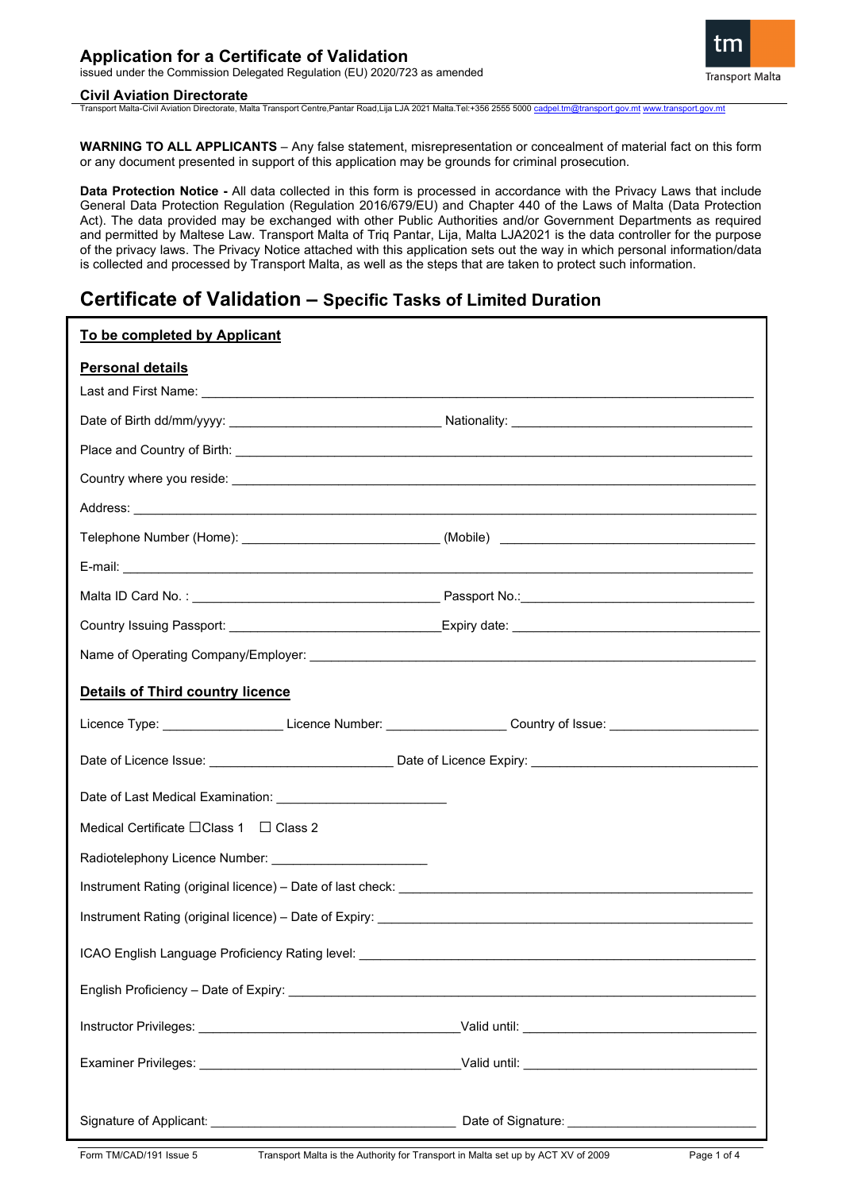# Application for a Certificate of Validation

issued under the Commission Delegated Regulation (EU) 2020/723 as amended

## Civil Aviation Directorate

Transport Malta-Civil Aviation Directorate, Malta Transport Centre,Pantar Road,Lija LJA 2021 Malta.Tel:+356 2555 5000 cadpel.tm@transport.gov.mt www.transport.gov.mt

**WARNING TO ALL APPLICANTS** – Any false statement, misrepresentation or concealment of material fact on this form or any document presented in support of this application may be grounds for criminal prosecution.

**Data Protection Notice -** All data collected in this form is processed in accordance with the Privacy Laws that include General Data Protection Regulation (Regulation 2016/679/EU) and Chapter 440 of the Laws of Malta (Data Protection Act). The data provided may be exchanged with other Public Authorities and/or Government Departments as required and permitted by Maltese Law. Transport Malta of Triq Pantar, Lija, Malta LJA2021 is the data controller for the purpose of the privacy laws. The Privacy Notice attached with this application sets out the way in which personal information/data is collected and processed by Transport Malta, as well as the steps that are taken to protect such information.

# Certificate of Validation – Specific Tasks of Limited Duration

**To be completed by Applicant**

**Personal details**

Last and First Name: ____________________

Date of Birth dd/mm/yyyy: ____________________ Nationality: ____________________

Place and Country of Birth: ____________________

Country where you reside: ____________________

Address: ____________________

Telephone Number (Home): ____________________ (Mobile) ____________________

E-mail: ____________________

Malta ID Card No. : ____________________ Passport No.: ____________________

Country Issuing Passport: ____________________ Expiry date: ____________________

Name of Operating Company/Employer: ____________________

**Details of Third country licence**

Licence Type: ____________ Licence Number: ____________ Country of Issue: ____________

Date of Licence Issue: ____________________ Date of Licence Expiry: ____________________

Date of Last Medical Examination: ____________________

Medical Certificate ☐Class 1 ☐ Class 2

Radiotelephony Licence Number: ____________________

Instrument Rating (original licence) – Date of last check: ____________________

Instrument Rating (original licence) – Date of Expiry: ____________________

ICAO English Language Proficiency Rating level: ____________________

English Proficiency – Date of Expiry: ____________________

Instructor Privileges: ____________________ Valid until: ____________________

Examiner Privileges: ____________________ Valid until: ____________________

Signature of Applicant: ____________________ Date of Signature: ____________________

Form TM/CAD/191 Issue 5 Transport Malta is the Authority for Transport in Malta set up by ACT XV of 2009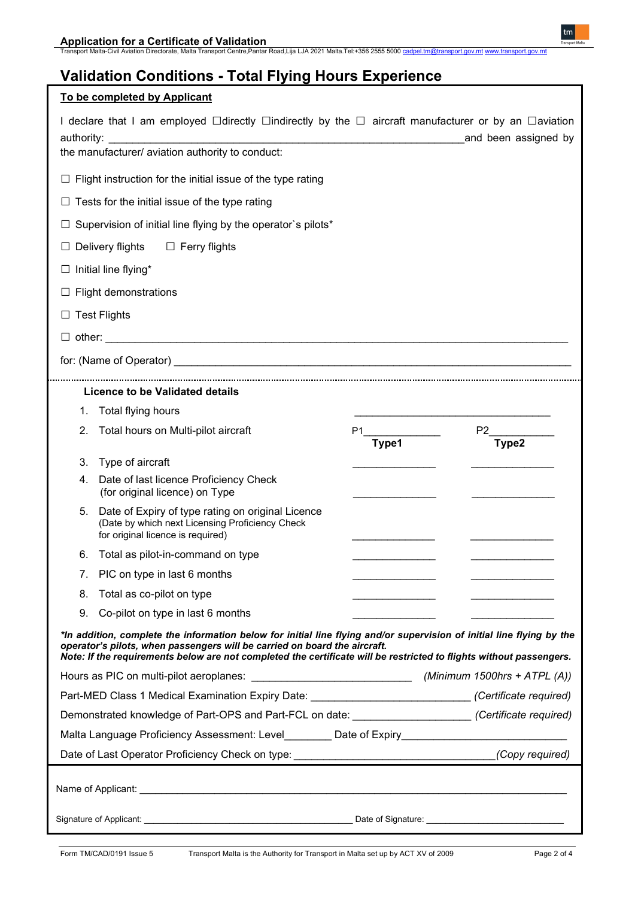# Validation Conditions - Total Flying Hours Experience

**To be completed by Applicant**

I declare that I am employed ☐directly ☐indirectly by the ☐ aircraft manufacturer or by an ☐aviation authority: ______________________________________________________________and been assigned by the manufacturer/ aviation authority to conduct:

☐ Flight instruction for the initial issue of the type rating

☐ Tests for the initial issue of the type rating

☐ Supervision of initial line flying by the operator`s pilots*

☐ Delivery flights ☐ Ferry flights

☐ Initial line flying*

☐ Flight demonstrations

☐ Test Flights

☐ other: ______________________________________________________________________________

for: (Name of Operator) _____________________________________________________________________

**Licence to be Validated details**

| | | Type1 | Type2 |
|---|---|---|---|
| 1. | Total flying hours | ______________________ | |
| 2. | Total hours on Multi-pilot aircraft | P1____________ | P2___________ |
| 3. | Type of aircraft | ______________ | ______________ |
| 4. | Date of last licence Proficiency Check (for original licence) on Type | ______________ | ______________ |
| 5. | Date of Expiry of type rating on original Licence (Date by which next Licensing Proficiency Check for original licence is required) | ______________ | ______________ |
| 6. | Total as pilot-in-command on type | ______________ | ______________ |
| 7. | PIC on type in last 6 months | ______________ | ______________ |
| 8. | Total as co-pilot on type | ______________ | ______________ |
| 9. | Co-pilot on type in last 6 months | ______________ | ______________ |

***In addition, complete the information below for initial line flying and/or supervision of initial line flying by the operator's pilots, when passengers will be carried on board the aircraft.***
***Note: If the requirements below are not completed the certificate will be restricted to flights without passengers.***

Hours as PIC on multi-pilot aeroplanes: __________________________ *(Minimum 1500hrs + ATPL (A))*

Part-MED Class 1 Medical Examination Expiry Date: __________________________ *(Certificate required)*

Demonstrated knowledge of Part-OPS and Part-FCL on date: ___________________ *(Certificate required)*

Malta Language Proficiency Assessment: Level________ Date of Expiry___________________________

Date of Last Operator Proficiency Check on type: ________________________________*(Copy required)*

Name of Applicant: ______________________________________________________________________________

Signature of Applicant: ________________________________________ Date of Signature: __________________________

Form TM/CAD/0191 Issue 5 Transport Malta is the Authority for Transport in Malta set up by ACT XV of 2009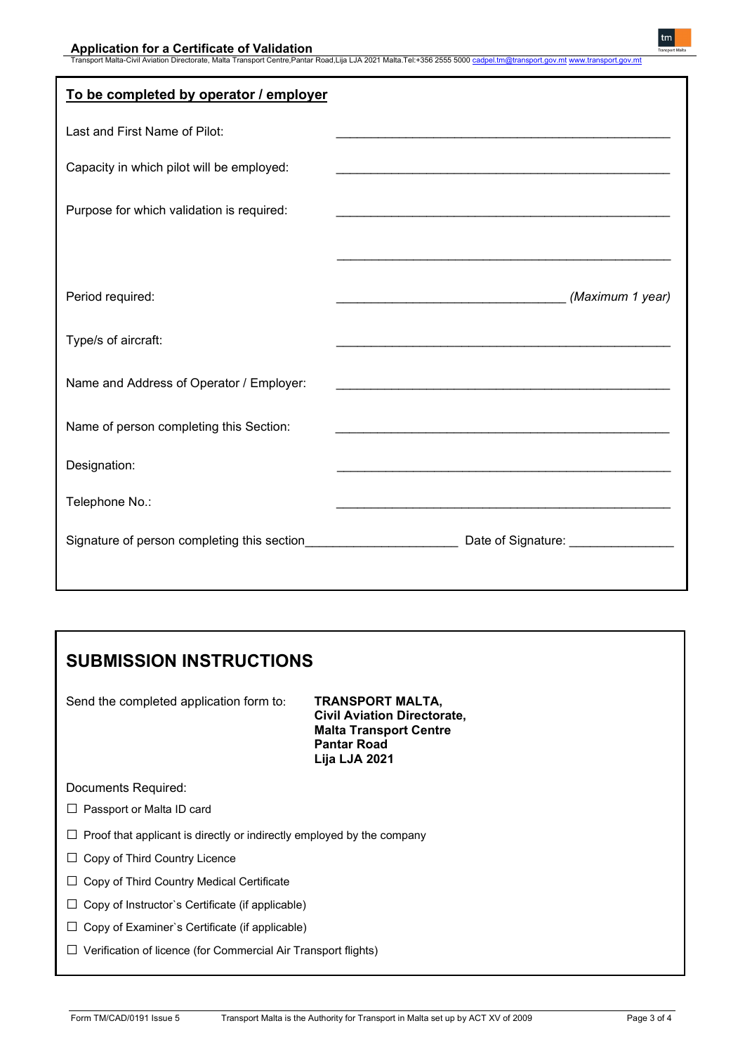## To be completed by operator / employer

Last and First Name of Pilot: \_\_\_\_\_\_\_\_\_\_\_\_\_\_\_\_\_\_\_\_\_\_\_\_\_\_\_\_\_\_\_\_\_\_\_\_\_\_\_\_\_\_\_\_

Capacity in which pilot will be employed: \_\_\_\_\_\_\_\_\_\_\_\_\_\_\_\_\_\_\_\_\_\_\_\_\_\_\_\_\_\_\_\_\_\_\_\_\_\_\_\_\_\_\_\_

Purpose for which validation is required: \_\_\_\_\_\_\_\_\_\_\_\_\_\_\_\_\_\_\_\_\_\_\_\_\_\_\_\_\_\_\_\_\_\_\_\_\_\_\_\_\_\_\_\_

\_\_\_\_\_\_\_\_\_\_\_\_\_\_\_\_\_\_\_\_\_\_\_\_\_\_\_\_\_\_\_\_\_\_\_\_\_\_\_\_\_\_\_\_

Period required: \_\_\_\_\_\_\_\_\_\_\_\_\_\_\_\_\_\_\_\_\_\_\_\_\_\_\_\_\_\_ *(Maximum 1 year)*

Type/s of aircraft: \_\_\_\_\_\_\_\_\_\_\_\_\_\_\_\_\_\_\_\_\_\_\_\_\_\_\_\_\_\_\_\_\_\_\_\_\_\_\_\_\_\_\_\_

Name and Address of Operator / Employer: \_\_\_\_\_\_\_\_\_\_\_\_\_\_\_\_\_\_\_\_\_\_\_\_\_\_\_\_\_\_\_\_\_\_\_\_\_\_\_\_\_\_\_\_

Name of person completing this Section: \_\_\_\_\_\_\_\_\_\_\_\_\_\_\_\_\_\_\_\_\_\_\_\_\_\_\_\_\_\_\_\_\_\_\_\_\_\_\_\_\_\_\_\_

Designation: \_\_\_\_\_\_\_\_\_\_\_\_\_\_\_\_\_\_\_\_\_\_\_\_\_\_\_\_\_\_\_\_\_\_\_\_\_\_\_\_\_\_\_\_

Telephone No.: \_\_\_\_\_\_\_\_\_\_\_\_\_\_\_\_\_\_\_\_\_\_\_\_\_\_\_\_\_\_\_\_\_\_\_\_\_\_\_\_\_\_\_\_

Signature of person completing this section\_\_\_\_\_\_\_\_\_\_\_\_\_\_\_\_\_\_\_\_ Date of Signature: \_\_\_\_\_\_\_\_\_\_\_\_\_\_

# SUBMISSION INSTRUCTIONS

Send the completed application form to:

**TRANSPORT MALTA,**
**Civil Aviation Directorate,**
**Malta Transport Centre**
**Pantar Road**
**Lija LJA 2021**

Documents Required:

- ☐ Passport or Malta ID card
- ☐ Proof that applicant is directly or indirectly employed by the company
- ☐ Copy of Third Country Licence
- ☐ Copy of Third Country Medical Certificate
- ☐ Copy of Instructor`s Certificate (if applicable)
- ☐ Copy of Examiner`s Certificate (if applicable)
- ☐ Verification of licence (for Commercial Air Transport flights)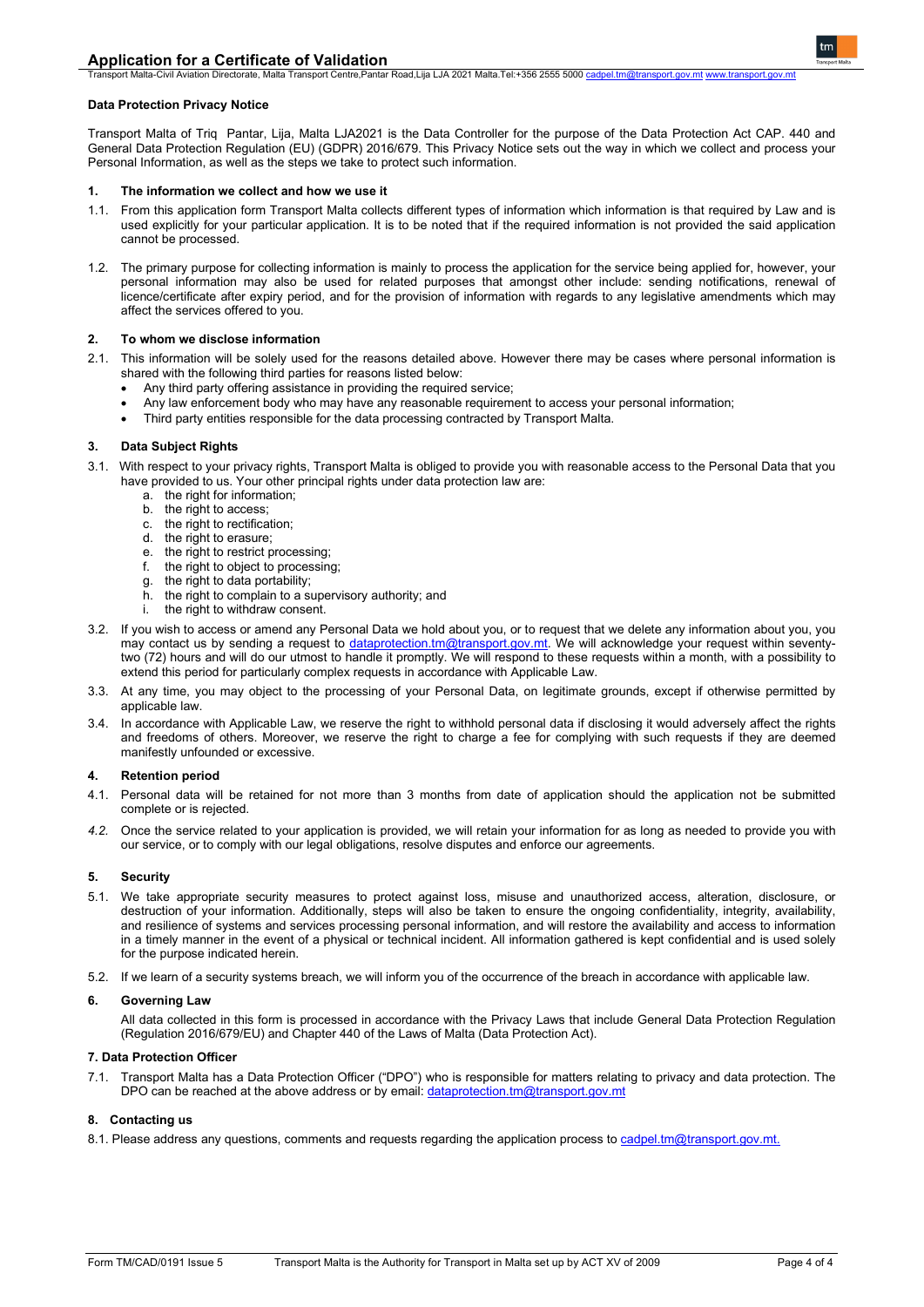**Data Protection Privacy Notice**

Transport Malta of Triq Pantar, Lija, Malta LJA2021 is the Data Controller for the purpose of the Data Protection Act CAP. 440 and General Data Protection Regulation (EU) (GDPR) 2016/679. This Privacy Notice sets out the way in which we collect and process your Personal Information, as well as the steps we take to protect such information.

**1. The information we collect and how we use it**

1.1. From this application form Transport Malta collects different types of information which information is that required by Law and is used explicitly for your particular application. It is to be noted that if the required information is not provided the said application cannot be processed.

1.2. The primary purpose for collecting information is mainly to process the application for the service being applied for, however, your personal information may also be used for related purposes that amongst other include: sending notifications, renewal of licence/certificate after expiry period, and for the provision of information with regards to any legislative amendments which may affect the services offered to you.

**2. To whom we disclose information**

2.1. This information will be solely used for the reasons detailed above. However there may be cases where personal information is shared with the following third parties for reasons listed below:
- Any third party offering assistance in providing the required service;
- Any law enforcement body who may have any reasonable requirement to access your personal information;
- Third party entities responsible for the data processing contracted by Transport Malta.

**3. Data Subject Rights**

3.1. With respect to your privacy rights, Transport Malta is obliged to provide you with reasonable access to the Personal Data that you have provided to us. Your other principal rights under data protection law are:
  a. the right for information;
  b. the right to access;
  c. the right to rectification;
  d. the right to erasure;
  e. the right to restrict processing;
  f. the right to object to processing;
  g. the right to data portability;
  h. the right to complain to a supervisory authority; and
  i. the right to withdraw consent.

3.2. If you wish to access or amend any Personal Data we hold about you, or to request that we delete any information about you, you may contact us by sending a request to dataprotection.tm@transport.gov.mt. We will acknowledge your request within seventy-two (72) hours and will do our utmost to handle it promptly. We will respond to these requests within a month, with a possibility to extend this period for particularly complex requests in accordance with Applicable Law.

3.3. At any time, you may object to the processing of your Personal Data, on legitimate grounds, except if otherwise permitted by applicable law.

3.4. In accordance with Applicable Law, we reserve the right to withhold personal data if disclosing it would adversely affect the rights and freedoms of others. Moreover, we reserve the right to charge a fee for complying with such requests if they are deemed manifestly unfounded or excessive.

**4. Retention period**

4.1. Personal data will be retained for not more than 3 months from date of application should the application not be submitted complete or is rejected.

*4.2.* Once the service related to your application is provided, we will retain your information for as long as needed to provide you with our service, or to comply with our legal obligations, resolve disputes and enforce our agreements.

**5. Security**

5.1. We take appropriate security measures to protect against loss, misuse and unauthorized access, alteration, disclosure, or destruction of your information. Additionally, steps will also be taken to ensure the ongoing confidentiality, integrity, availability, and resilience of systems and services processing personal information, and will restore the availability and access to information in a timely manner in the event of a physical or technical incident. All information gathered is kept confidential and is used solely for the purpose indicated herein.

5.2. If we learn of a security systems breach, we will inform you of the occurrence of the breach in accordance with applicable law.

**6. Governing Law**

All data collected in this form is processed in accordance with the Privacy Laws that include General Data Protection Regulation (Regulation 2016/679/EU) and Chapter 440 of the Laws of Malta (Data Protection Act).

**7. Data Protection Officer**

7.1. Transport Malta has a Data Protection Officer ("DPO") who is responsible for matters relating to privacy and data protection. The DPO can be reached at the above address or by email: dataprotection.tm@transport.gov.mt

**8. Contacting us**

8.1. Please address any questions, comments and requests regarding the application process to cadpel.tm@transport.gov.mt.